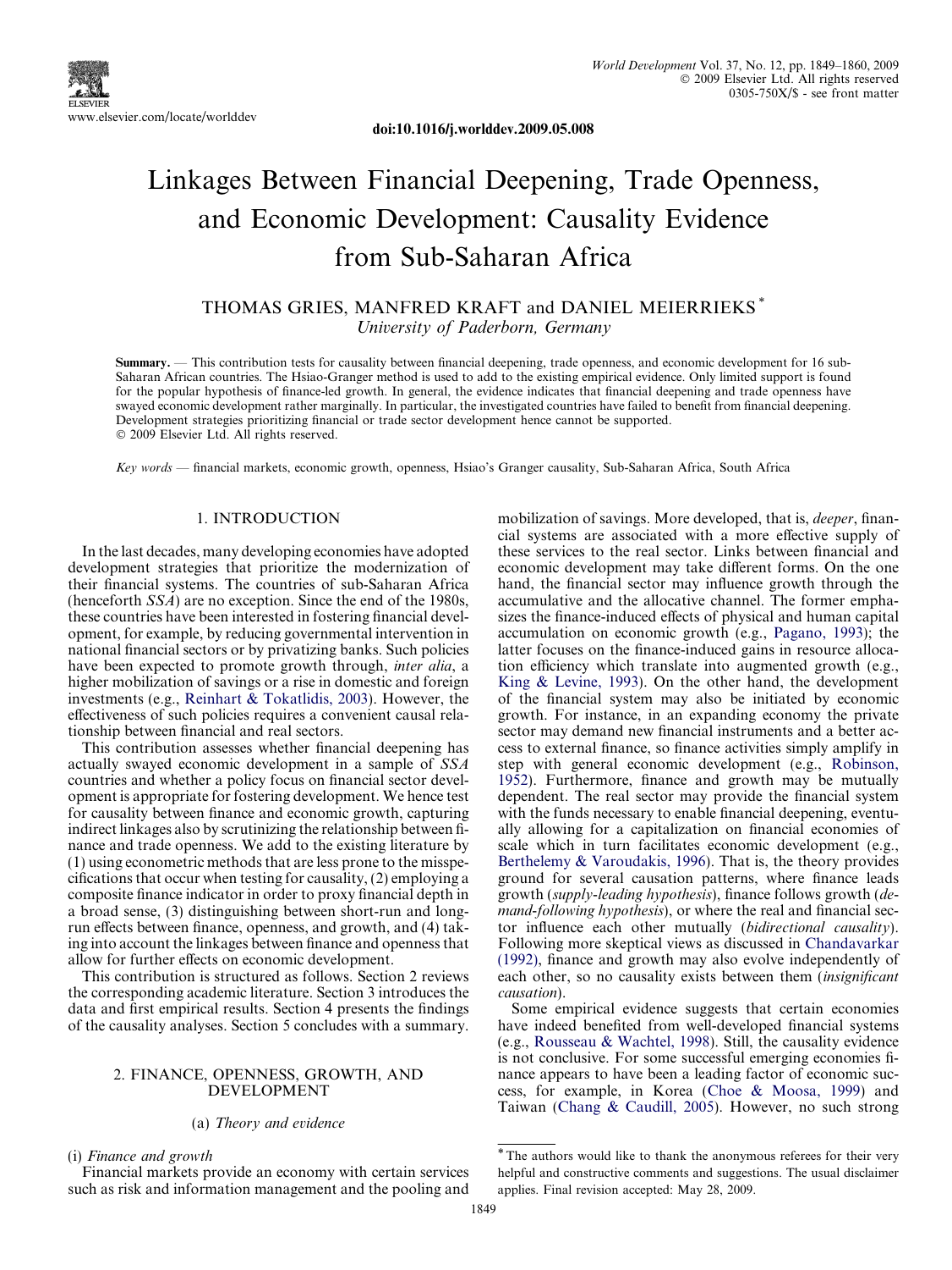doi:10.1016/j.worlddev.2009.05.008

# Linkages Between Financial Deepening, Trade Openness, and Economic Development: Causality Evidence from Sub-Saharan Africa

THOMAS GRIES, MANFRED KRAFT and DANIEL MEIERRIEKS *

*University of Paderborn, Germany*

**Summary.** — This contribution tests for causality between financial deepening, trade openness, and economic development for 16 sub-Saharan African countries. The Hsiao-Granger method is used to add to the existing empirical evidence. Only limited support is found for the popular hypothesis of finance-led growth. In general, the evidence indicates that financial deepening and trade openness have swayed economic development rather marginally. In particular, the investigated countries have failed to benefit from financial deepening. Development strategies prioritizing financial or trade sector development hence cannot be supported.
© 2009 Elsevier Ltd. All rights reserved.

*Key words* — financial markets, economic growth, openness, Hsiao's Granger causality, Sub-Saharan Africa, South Africa

## 1. INTRODUCTION

In the last decades, many developing economies have adopted development strategies that prioritize the modernization of their financial systems. The countries of sub-Saharan Africa (henceforth *SSA*) are no exception. Since the end of the 1980s, these countries have been interested in fostering financial development, for example, by reducing governmental intervention in national financial sectors or by privatizing banks. Such policies have been expected to promote growth through, *inter alia*, a higher mobilization of savings or a rise in domestic and foreign investments (e.g., Reinhart & Tokatlidis, 2003). However, the effectiveness of such policies requires a convenient causal relationship between financial and real sectors.

This contribution assesses whether financial deepening has actually swayed economic development in a sample of *SSA* countries and whether a policy focus on financial sector development is appropriate for fostering development. We hence test for causality between finance and economic growth, capturing indirect linkages also by scrutinizing the relationship between finance and trade openness. We add to the existing literature by (1) using econometric methods that are less prone to the misspecifications that occur when testing for causality, (2) employing a composite finance indicator in order to proxy financial depth in a broad sense, (3) distinguishing between short-run and long-run effects between finance, openness, and growth, and (4) taking into account the linkages between finance and openness that allow for further effects on economic development.

This contribution is structured as follows. Section 2 reviews the corresponding academic literature. Section 3 introduces the data and first empirical results. Section 4 presents the findings of the causality analyses. Section 5 concludes with a summary.

## 2. FINANCE, OPENNESS, GROWTH, AND DEVELOPMENT

### (a) *Theory and evidence*

#### (i) *Finance and growth*

Financial markets provide an economy with certain services such as risk and information management and the pooling and mobilization of savings. More developed, that is, *deeper*, financial systems are associated with a more effective supply of these services to the real sector. Links between financial and economic development may take different forms. On the one hand, the financial sector may influence growth through the accumulative and the allocative channel. The former emphasizes the finance-induced effects of physical and human capital accumulation on economic growth (e.g., Pagano, 1993); the latter focuses on the finance-induced gains in resource allocation efficiency which translate into augmented growth (e.g., King & Levine, 1993). On the other hand, the development of the financial system may also be initiated by economic growth. For instance, in an expanding economy the private sector may demand new financial instruments and a better access to external finance, so finance activities simply amplify in step with general economic development (e.g., Robinson, 1952). Furthermore, finance and growth may be mutually dependent. The real sector may provide the financial system with the funds necessary to enable financial deepening, eventually allowing for a capitalization on financial economies of scale which in turn facilitates economic development (e.g., Berthelemy & Varoudakis, 1996). That is, the theory provides ground for several causation patterns, where finance leads growth (*supply-leading hypothesis*), finance follows growth (*demand-following hypothesis*), or where the real and financial sector influence each other mutually (*bidirectional causality*). Following more skeptical views as discussed in Chandavarkar (1992), finance and growth may also evolve independently of each other, so no causality exists between them (*insignificant causation*).

Some empirical evidence suggests that certain economies have indeed benefited from well-developed financial systems (e.g., Rousseau & Wachtel, 1998). Still, the causality evidence is not conclusive. For some successful emerging economies finance appears to have been a leading factor of economic success, for example, in Korea (Choe & Moosa, 1999) and Taiwan (Chang & Caudill, 2005). However, no such strong

---

* The authors would like to thank the anonymous referees for their very helpful and constructive comments and suggestions. The usual disclaimer applies. Final revision accepted: May 28, 2009.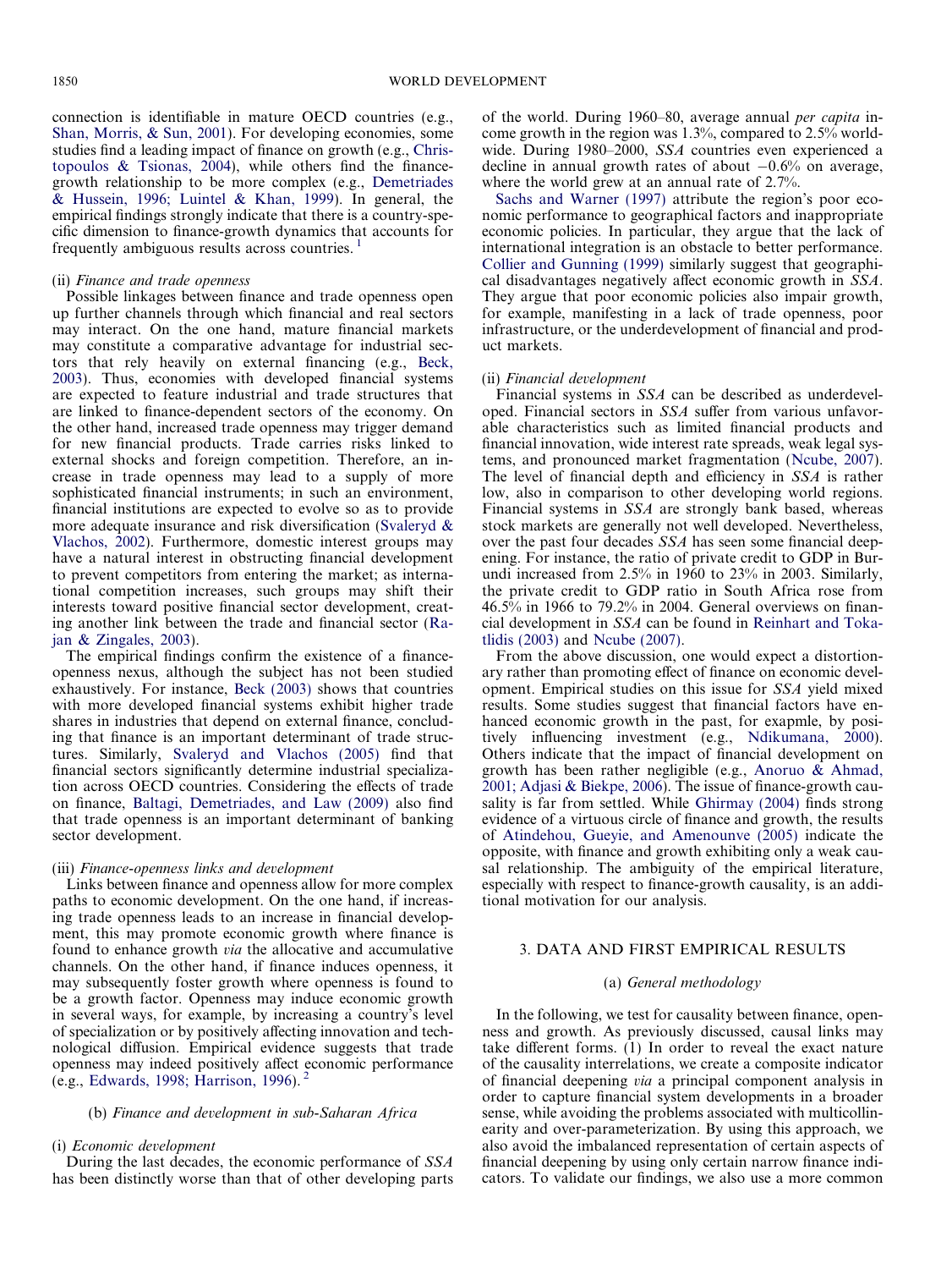connection is identifiable in mature OECD countries (e.g., Shan, Morris, & Sun, 2001). For developing economies, some studies find a leading impact of finance on growth (e.g., Christopoulos & Tsionas, 2004), while others find the finance-growth relationship to be more complex (e.g., Demetriades & Hussein, 1996; Luintel & Khan, 1999). In general, the empirical findings strongly indicate that there is a country-specific dimension to finance-growth dynamics that accounts for frequently ambiguous results across countries.[1]

#### (ii) *Finance and trade openness*

Possible linkages between finance and trade openness open up further channels through which financial and real sectors may interact. On the one hand, mature financial markets may constitute a comparative advantage for industrial sectors that rely heavily on external financing (e.g., Beck, 2003). Thus, economies with developed financial systems are expected to feature industrial and trade structures that are linked to finance-dependent sectors of the economy. On the other hand, increased trade openness may trigger demand for new financial products. Trade carries risks linked to external shocks and foreign competition. Therefore, an increase in trade openness may lead to a supply of more sophisticated financial instruments; in such an environment, financial institutions are expected to evolve so as to provide more adequate insurance and risk diversification (Svaleryd & Vlachos, 2002). Furthermore, domestic interest groups may have a natural interest in obstructing financial development to prevent competitors from entering the market; as international competition increases, such groups may shift their interests toward positive financial sector development, creating another link between the trade and financial sector (Rajan & Zingales, 2003).

The empirical findings confirm the existence of a finance-openness nexus, although the subject has not been studied exhaustively. For instance, Beck (2003) shows that countries with more developed financial systems exhibit higher trade shares in industries that depend on external finance, concluding that finance is an important determinant of trade structures. Similarly, Svaleryd and Vlachos (2005) find that financial sectors significantly determine industrial specialization across OECD countries. Considering the effects of trade on finance, Baltagi, Demetriades, and Law (2009) also find that trade openness is an important determinant of banking sector development.

#### (iii) *Finance-openness links and development*

Links between finance and openness allow for more complex paths to economic development. On the one hand, if increasing trade openness leads to an increase in financial development, this may promote economic growth where finance is found to enhance growth *via* the allocative and accumulative channels. On the other hand, if finance induces openness, it may subsequently foster growth where openness is found to be a growth factor. Openness may induce economic growth in several ways, for example, by increasing a country's level of specialization or by positively affecting innovation and technological diffusion. Empirical evidence suggests that trade openness may indeed positively affect economic performance (e.g., Edwards, 1998; Harrison, 1996).[2]

### (b) *Finance and development in sub-Saharan Africa*

#### (i) *Economic development*

During the last decades, the economic performance of *SSA* has been distinctly worse than that of other developing parts of the world. During 1960–80, average annual *per capita* income growth in the region was 1.3%, compared to 2.5% worldwide. During 1980–2000, *SSA* countries even experienced a decline in annual growth rates of about −0.6% on average, where the world grew at an annual rate of 2.7%.

Sachs and Warner (1997) attribute the region's poor economic performance to geographical factors and inappropriate economic policies. In particular, they argue that the lack of international integration is an obstacle to better performance. Collier and Gunning (1999) similarly suggest that geographical disadvantages negatively affect economic growth in *SSA*. They argue that poor economic policies also impair growth, for example, manifesting in a lack of trade openness, poor infrastructure, or the underdevelopment of financial and product markets.

#### (ii) *Financial development*

Financial systems in *SSA* can be described as underdeveloped. Financial sectors in *SSA* suffer from various unfavorable characteristics such as limited financial products and financial innovation, wide interest rate spreads, weak legal systems, and pronounced market fragmentation (Ncube, 2007). The level of financial depth and efficiency in *SSA* is rather low, also in comparison to other developing world regions. Financial systems in *SSA* are strongly bank based, whereas stock markets are generally not well developed. Nevertheless, over the past four decades *SSA* has seen some financial deepening. For instance, the ratio of private credit to GDP in Burundi increased from 2.5% in 1960 to 23% in 2003. Similarly, the private credit to GDP ratio in South Africa rose from 46.5% in 1966 to 79.2% in 2004. General overviews on financial development in *SSA* can be found in Reinhart and Tokatlidis (2003) and Ncube (2007).

From the above discussion, one would expect a distortionary rather than promoting effect of finance on economic development. Empirical studies on this issue for *SSA* yield mixed results. Some studies suggest that financial factors have enhanced economic growth in the past, for exapmle, by positively influencing investment (e.g., Ndikumana, 2000). Others indicate that the impact of financial development on growth has been rather negligible (e.g., Anoruo & Ahmad, 2001; Adjasi & Biekpe, 2006). The issue of finance-growth causality is far from settled. While Ghirmay (2004) finds strong evidence of a virtuous circle of finance and growth, the results of Atindehou, Gueyie, and Amenounve (2005) indicate the opposite, with finance and growth exhibiting only a weak causal relationship. The ambiguity of the empirical literature, especially with respect to finance-growth causality, is an additional motivation for our analysis.

## 3. DATA AND FIRST EMPIRICAL RESULTS

### (a) *General methodology*

In the following, we test for causality between finance, openness and growth. As previously discussed, causal links may take different forms. (1) In order to reveal the exact nature of the causality interrelations, we create a composite indicator of financial deepening *via* a principal component analysis in order to capture financial system developments in a broader sense, while avoiding the problems associated with multicollinearity and over-parameterization. By using this approach, we also avoid the imbalanced representation of certain aspects of financial deepening by using only certain narrow finance indicators. To validate our findings, we also use a more common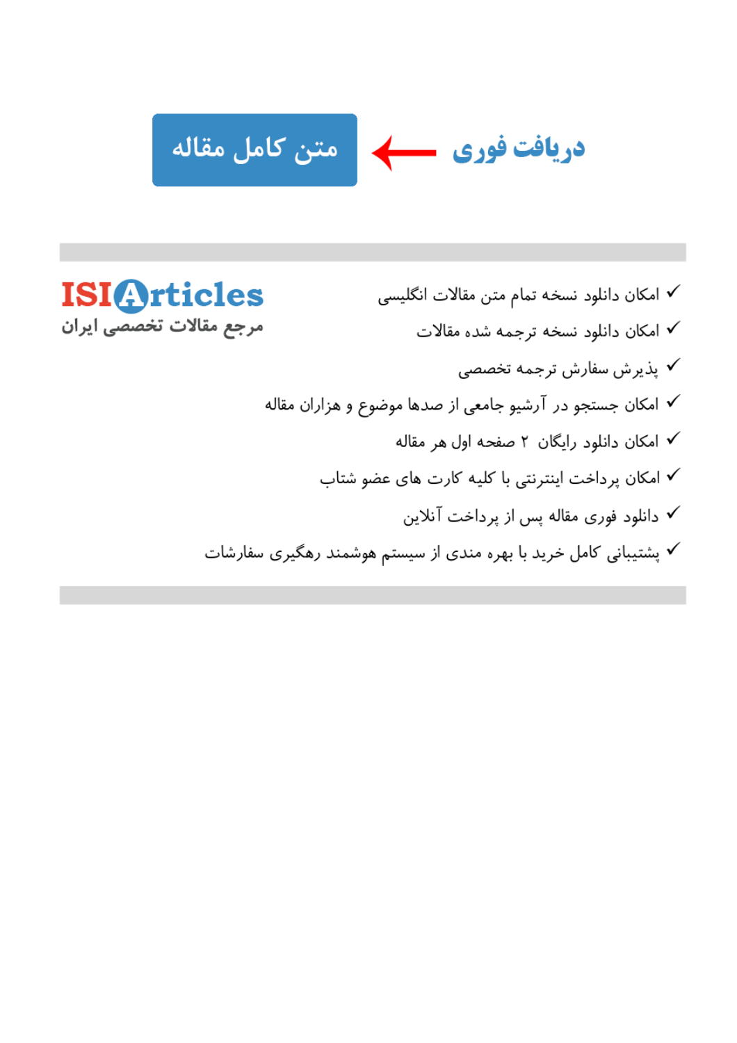دریافت فوری ← متن کامل مقاله

ISIArticles
مرجع مقالات تخصصی ایران

- ✓ امکان دانلود نسخه تمام متن مقالات انگلیسی
- ✓ امکان دانلود نسخه ترجمه شده مقالات
- ✓ پذیرش سفارش ترجمه تخصصی
- ✓ امکان جستجو در آرشیو جامعی از صدها موضوع و هزاران مقاله
- ✓ امکان دانلود رایگان ۲ صفحه اول هر مقاله
- ✓ امکان پرداخت اینترنتی با کلیه کارت های عضو شتاب
- ✓ دانلود فوری مقاله پس از پرداخت آنلاین
- ✓ پشتیبانی کامل خرید با بهره مندی از سیستم هوشمند رهگیری سفارشات